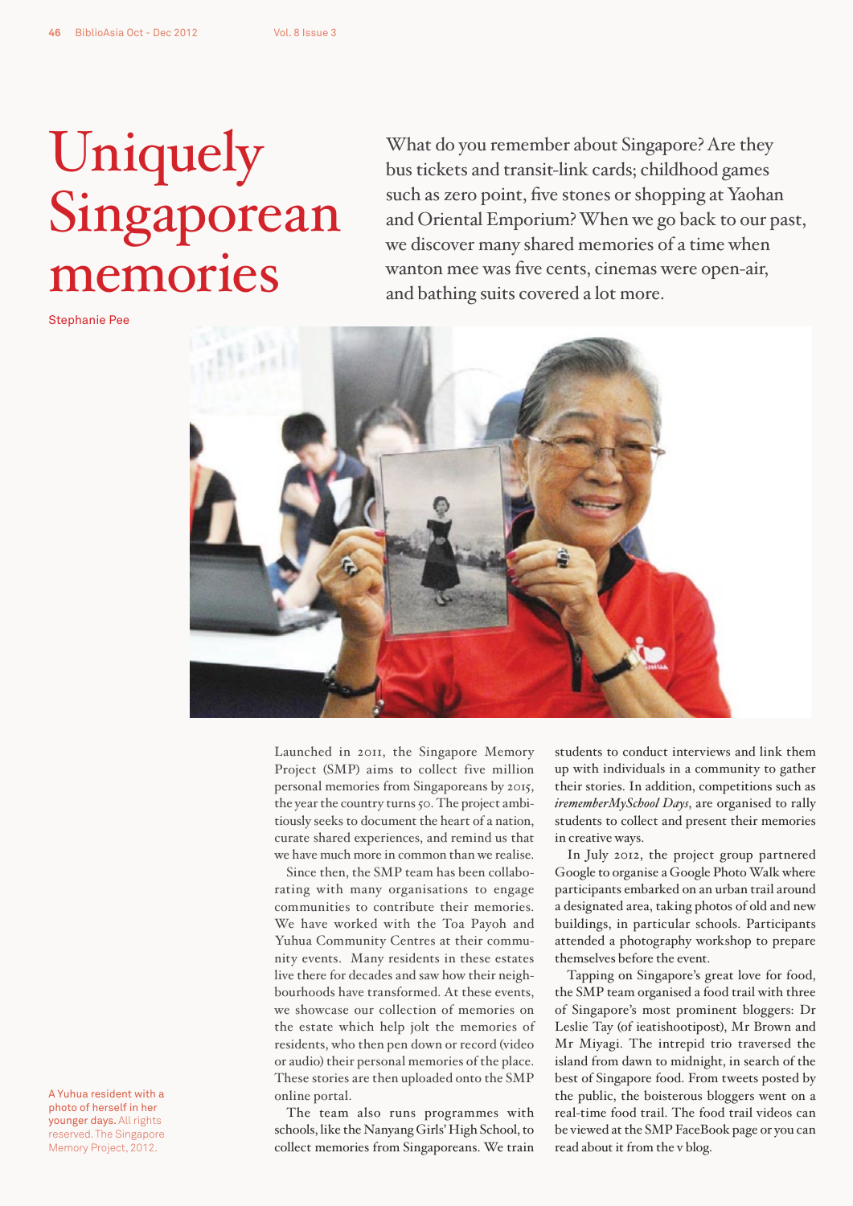# Uniquely Singaporean memories

Stephanie Pee

What do you remember about Singapore? Are they bus tickets and transit-link cards; childhood games such as zero point, five stones or shopping at Yaohan and Oriental Emporium? When we go back to our past, we discover many shared memories of a time when wanton mee was five cents, cinemas were open-air, and bathing suits covered a lot more.

A Yuhua resident with a photo of herself in her younger days. All rights reserved. The Singapore Memory Project, 2012.

Launched in 2011, the Singapore Memory Project (SMP) aims to collect five million personal memories from Singaporeans by 2015, the year the country turns 50. The project ambitiously seeks to document the heart of a nation, curate shared experiences, and remind us that we have much more in common than we realise.

Since then, the SMP team has been collaborating with many organisations to engage communities to contribute their memories. We have worked with the Toa Payoh and Yuhua Community Centres at their community events. Many residents in these estates live there for decades and saw how their neighbourhoods have transformed. At these events, we showcase our collection of memories on the estate which help jolt the memories of residents, who then pen down or record (video or audio) their personal memories of the place. These stories are then uploaded onto the SMP online portal.

The team also runs programmes with schools, like the Nanyang Girls' High School, to collect memories from Singaporeans. We train students to conduct interviews and link them up with individuals in a community to gather their stories. In addition, competitions such as *irememberMySchool Days*, are organised to rally students to collect and present their memories in creative ways.

In July 2012, the project group partnered Google to organise a Google Photo Walk where participants embarked on an urban trail around a designated area, taking photos of old and new buildings, in particular schools. Participants attended a photography workshop to prepare themselves before the event.

Tapping on Singapore's great love for food, the SMP team organised a food trail with three of Singapore's most prominent bloggers: Dr Leslie Tay (of ieatishootipost), Mr Brown and Mr Miyagi. The intrepid trio traversed the island from dawn to midnight, in search of the best of Singapore food. From tweets posted by the public, the boisterous bloggers went on a real-time food trail. The food trail videos can be viewed at the SMP FaceBook page or you can read about it from the v blog.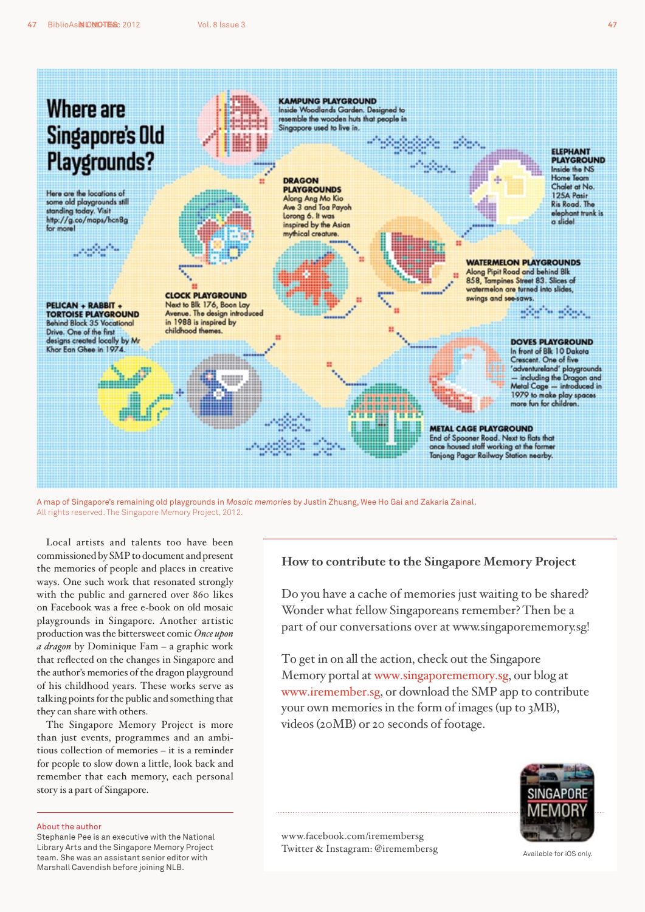# Where are Singapore's Old Playgrounds?

Here are the locations of some old playgrounds still standing today. Visit http://g.co/maps/hcn8g for more!

**KAMPUNG PLAYGROUND**
Inside Woodlands Garden. Designed to resemble the wooden huts that people in Singapore used to live in.

**ELEPHANT PLAYGROUND**
Inside the NS Home Team Chalet at No. 125A Pasir Ris Road. The elephant trunk is a slide!

**DRAGON PLAYGROUNDS**
Along Ang Mo Kio Ave 3 and Toa Payoh Lorong 6. It was inspired by the Asian mythical creature.

**WATERMELON PLAYGROUNDS**
Along Pipit Road and behind Blk 858, Tampines Street 83. Slices of watermelon are turned into slides, swings and see-saws.

**CLOCK PLAYGROUND**
Next to Blk 176, Boon Lay Avenue. The design introduced in 1988 is inspired by childhood themes.

**PELICAN + RABBIT + TORTOISE PLAYGROUND**
Behind Block 35 Vocational Drive. One of the first designs created locally by Mr Khor Ean Ghee in 1974.

**DOVES PLAYGROUND**
In front of Blk 10 Dakota Crescent. One of five 'adventureland' playgrounds — including the Dragon and Metal Cage — introduced in 1979 to make play spaces more fun for children.

**METAL CAGE PLAYGROUND**
End of Spooner Road. Next to flats that once housed staff working at the former Tanjong Pagar Railway Station nearby.

A map of Singapore's remaining old playgrounds in *Mosaic memories* by Justin Zhuang, Wee Ho Gai and Zakaria Zainal.
All rights reserved. The Singapore Memory Project, 2012.

Local artists and talents too have been commissioned by SMP to document and present the memories of people and places in creative ways. One such work that resonated strongly with the public and garnered over 860 likes on Facebook was a free e-book on old mosaic playgrounds in Singapore. Another artistic production was the bittersweet comic *Once upon a dragon* by Dominique Fam – a graphic work that reflected on the changes in Singapore and the author's memories of the dragon playground of his childhood years. These works serve as talking points for the public and something that they can share with others.

The Singapore Memory Project is more than just events, programmes and an ambitious collection of memories – it is a reminder for people to slow down a little, look back and remember that each memory, each personal story is a part of Singapore.

### About the author

Stephanie Pee is an executive with the National Library Arts and the Singapore Memory Project team. She was an assistant senior editor with Marshall Cavendish before joining NLB.

## How to contribute to the Singapore Memory Project

Do you have a cache of memories just waiting to be shared? Wonder what fellow Singaporeans remember? Then be a part of our conversations over at www.singaporememory.sg!

To get in on all the action, check out the Singapore Memory portal at www.singaporememory.sg, our blog at www.iremember.sg, or download the SMP app to contribute your own memories in the form of images (up to 3MB), videos (20MB) or 20 seconds of footage.

www.facebook.com/iremembersg
Twitter & Instagram: @iremembersg

SINGAPORE MEMORY

Available for iOS only.